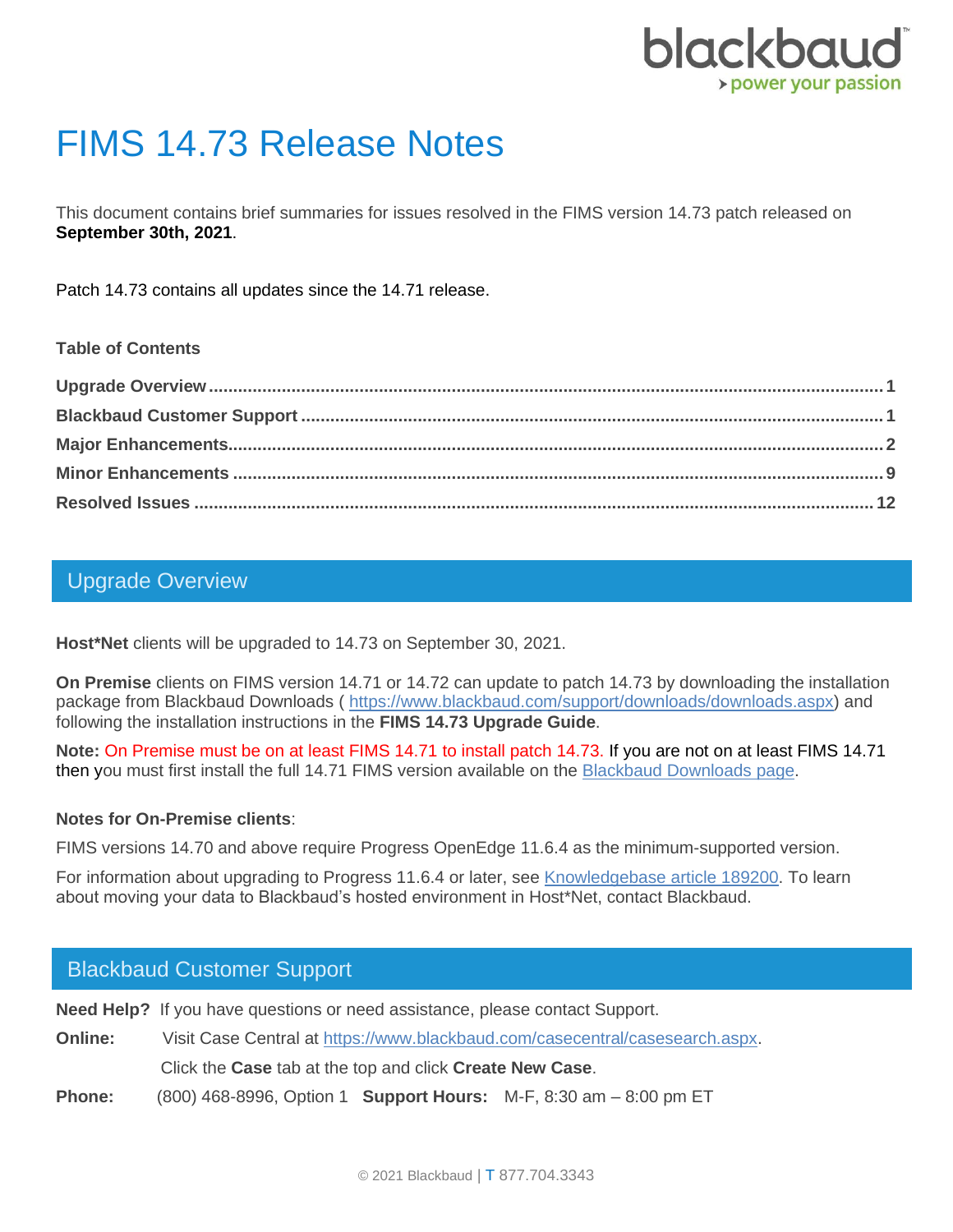# FIMS 14.73 Release Notes

This document contains brief summaries for issues resolved in the FIMS version 14.73 patch released on **September 30th, 2021**.

Patch 14.73 contains all updates since the 14.71 release.

**Table of Contents**

**Upgrade Overview** ..... 1
**Blackbaud Customer Support** ..... 1
**Major Enhancements** ..... 2
**Minor Enhancements** ..... 9
**Resolved Issues** ..... 12

## Upgrade Overview

**Host*Net** clients will be upgraded to 14.73 on September 30, 2021.

**On Premise** clients on FIMS version 14.71 or 14.72 can update to patch 14.73 by downloading the installation package from Blackbaud Downloads ( https://www.blackbaud.com/support/downloads/downloads.aspx) and following the installation instructions in the **FIMS 14.73 Upgrade Guide**.

**Note:** On Premise must be on at least FIMS 14.71 to install patch 14.73. If you are not on at least FIMS 14.71 then you must first install the full 14.71 FIMS version available on the Blackbaud Downloads page.

**Notes for On-Premise clients**:

FIMS versions 14.70 and above require Progress OpenEdge 11.6.4 as the minimum-supported version.

For information about upgrading to Progress 11.6.4 or later, see Knowledgebase article 189200. To learn about moving your data to Blackbaud's hosted environment in Host*Net, contact Blackbaud.

## Blackbaud Customer Support

**Need Help?** If you have questions or need assistance, please contact Support.

**Online:** Visit Case Central at https://www.blackbaud.com/casecentral/casesearch.aspx.
Click the **Case** tab at the top and click **Create New Case**.

**Phone:** (800) 468-8996, Option 1 **Support Hours:** M-F, 8:30 am – 8:00 pm ET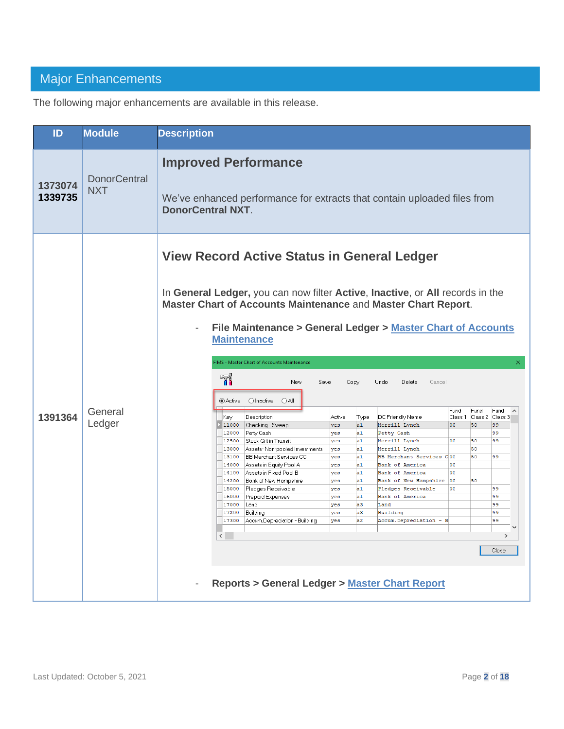## Major Enhancements

The following major enhancements are available in this release.

| ID | Module | Description |
|---|---|---|
| 1373074<br>1339735 | DonorCentral NXT | **Improved Performance**<br><br>We've enhanced performance for extracts that contain uploaded files from **DonorCentral NXT**. |
| 1391364 | General Ledger | **View Record Active Status in General Ledger**<br><br>In **General Ledger,** you can now filter **Active**, **Inactive**, or **All** records in the **Master Chart of Accounts Maintenance** and **Master Chart Report**.<br><br>- **File Maintenance > General Ledger > Master Chart of Accounts Maintenance**<br><br>- **Reports > General Ledger > Master Chart Report** |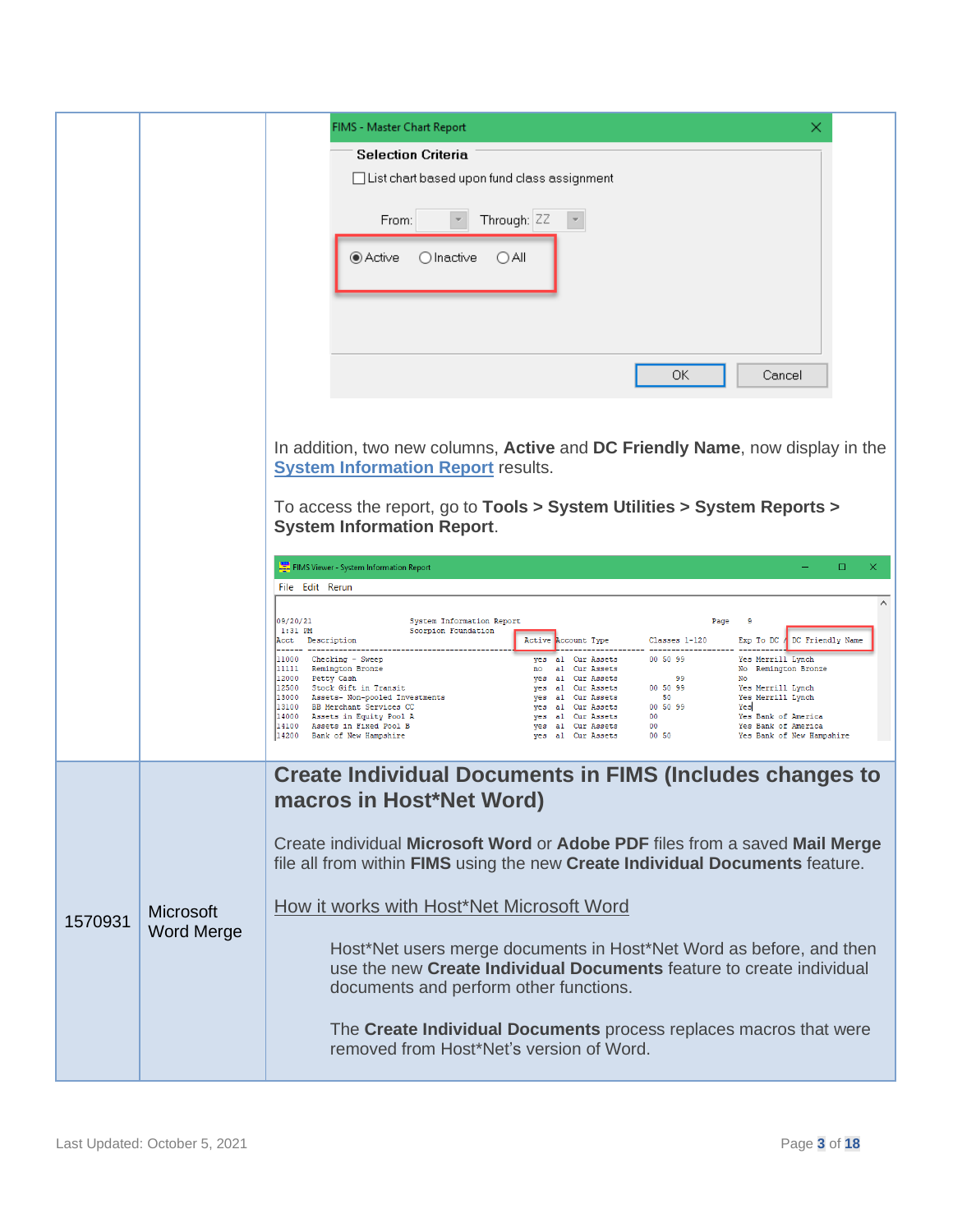| | | |
|---|---|---|
| | | FIMS - Master Chart Report<br><br>**Selection Criteria**<br>☐ List chart based upon fund class assignment<br>From: Through: ZZ<br>◉ Active ◯ Inactive ◯ All<br>OK Cancel<br><br>In addition, two new columns, **Active** and **DC Friendly Name**, now display in the System Information Report results.<br><br>To access the report, go to **Tools > System Utilities > System Reports > System Information Report**. |
| 1570931 | Microsoft Word Merge | **Create Individual Documents in FIMS (Includes changes to macros in Host\*Net Word)**<br><br>Create individual **Microsoft Word** or **Adobe PDF** files from a saved **Mail Merge** file all from within **FIMS** using the new **Create Individual Documents** feature.<br><br>How it works with Host\*Net Microsoft Word<br><br>Host\*Net users merge documents in Host\*Net Word as before, and then use the new **Create Individual Documents** feature to create individual documents and perform other functions.<br><br>The **Create Individual Documents** process replaces macros that were removed from Host\*Net's version of Word. |

Last Updated: October 5, 2021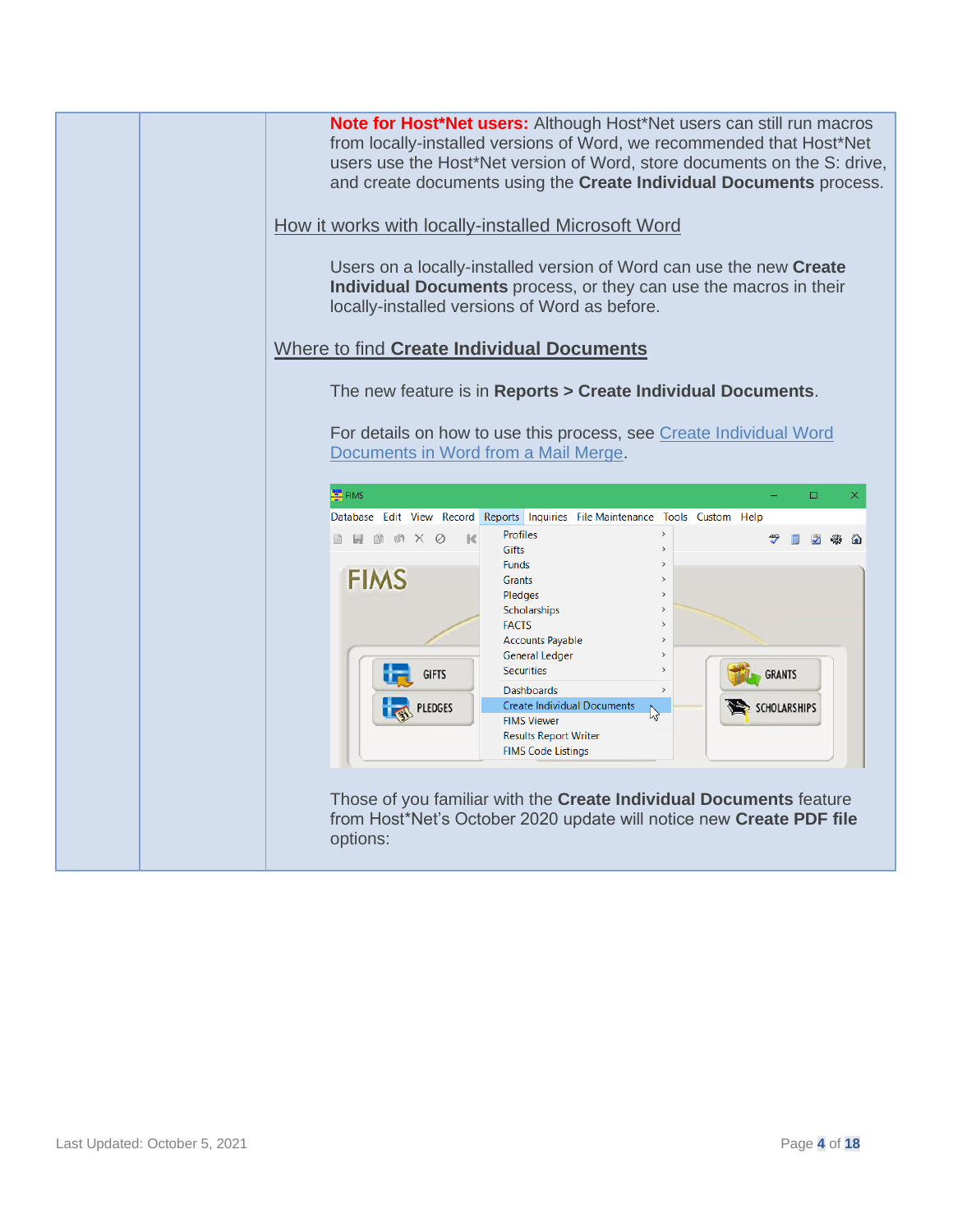**Note for Host*Net users:** Although Host*Net users can still run macros from locally-installed versions of Word, we recommended that Host*Net users use the Host*Net version of Word, store documents on the S: drive, and create documents using the **Create Individual Documents** process.

### How it works with locally-installed Microsoft Word

Users on a locally-installed version of Word can use the new **Create Individual Documents** process, or they can use the macros in their locally-installed versions of Word as before.

### Where to find **Create Individual Documents**

The new feature is in **Reports > Create Individual Documents**.

For details on how to use this process, see [Create Individual Word Documents in Word from a Mail Merge](#).

Those of you familiar with the **Create Individual Documents** feature from Host*Net's October 2020 update will notice new **Create PDF file** options: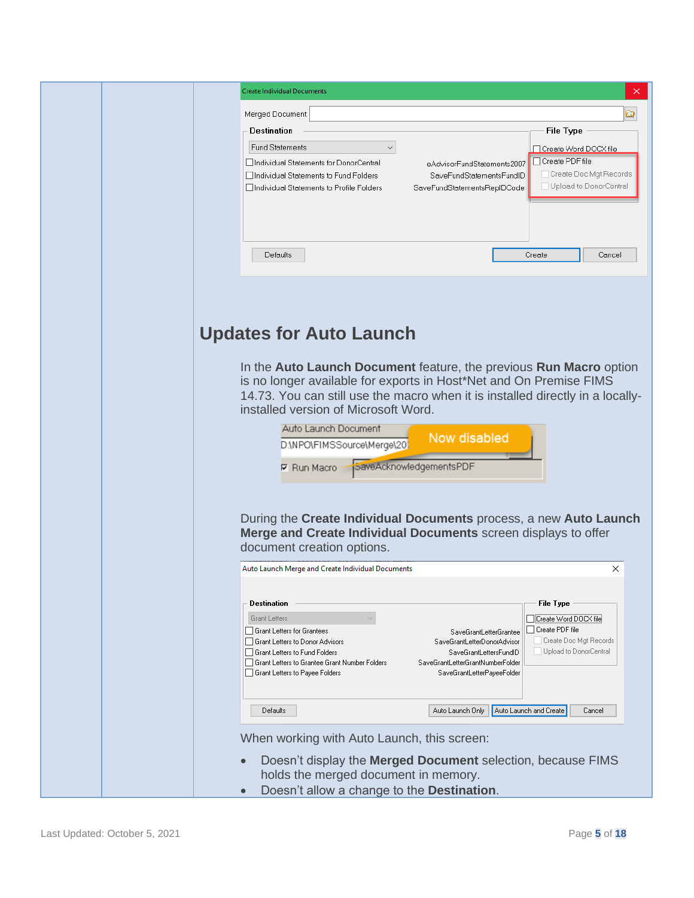## Updates for Auto Launch

In the **Auto Launch Document** feature, the previous **Run Macro** option is no longer available for exports in Host*Net and On Premise FIMS 14.73. You can still use the macro when it is installed directly in a locally-installed version of Microsoft Word.

During the **Create Individual Documents** process, a new **Auto Launch Merge and Create Individual Documents** screen displays to offer document creation options.

When working with Auto Launch, this screen:

- Doesn't display the **Merged Document** selection, because FIMS holds the merged document in memory.
- Doesn't allow a change to the **Destination**.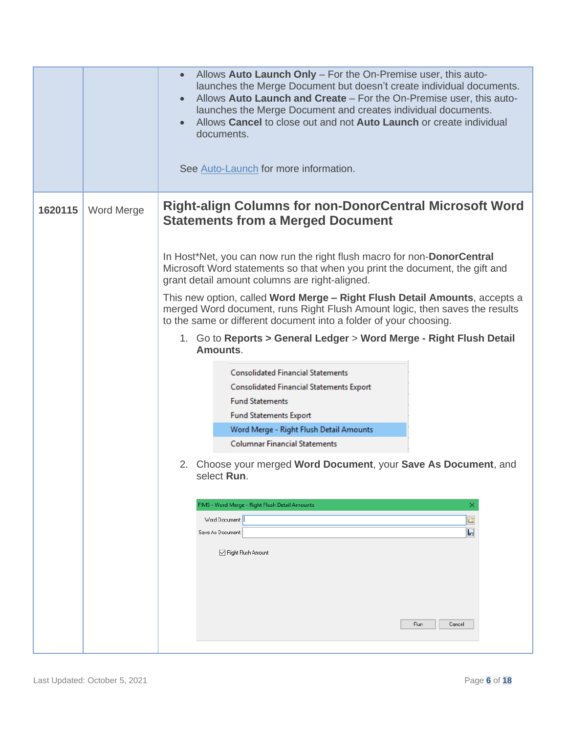|  |  |  |
|---|---|---|
|  |  | • Allows **Auto Launch Only** – For the On-Premise user, this auto-launches the Merge Document but doesn't create individual documents.<br>• Allows **Auto Launch and Create** – For the On-Premise user, this auto-launches the Merge Document and creates individual documents.<br>• Allows **Cancel** to close out and not **Auto Launch** or create individual documents.<br><br>See Auto-Launch for more information. |
| **1620115** | Word Merge | **Right-align Columns for non-DonorCentral Microsoft Word Statements from a Merged Document**<br><br>In Host*Net, you can now run the right flush macro for non-**DonorCentral** Microsoft Word statements so that when you print the document, the gift and grant detail amount columns are right-aligned.<br><br>This new option, called **Word Merge – Right Flush Detail Amounts**, accepts a merged Word document, runs Right Flush Amount logic, then saves the results to the same or different document into a folder of your choosing.<br><br>1. Go to **Reports > General Ledger** > **Word Merge - Right Flush Detail Amounts**.<br><br>Consolidated Financial Statements<br>Consolidated Financial Statements Export<br>Fund Statements<br>Fund Statements Export<br>Word Merge - Right Flush Detail Amounts<br>Columnar Financial Statements<br><br>2. Choose your merged **Word Document**, your **Save As Document**, and select **Run**.<br><br>FIMS - Word Merge - Right Flush Detail Amounts<br>Word Document:<br>Save As Document:<br>☑ Right Flush Amount<br>Run Cancel |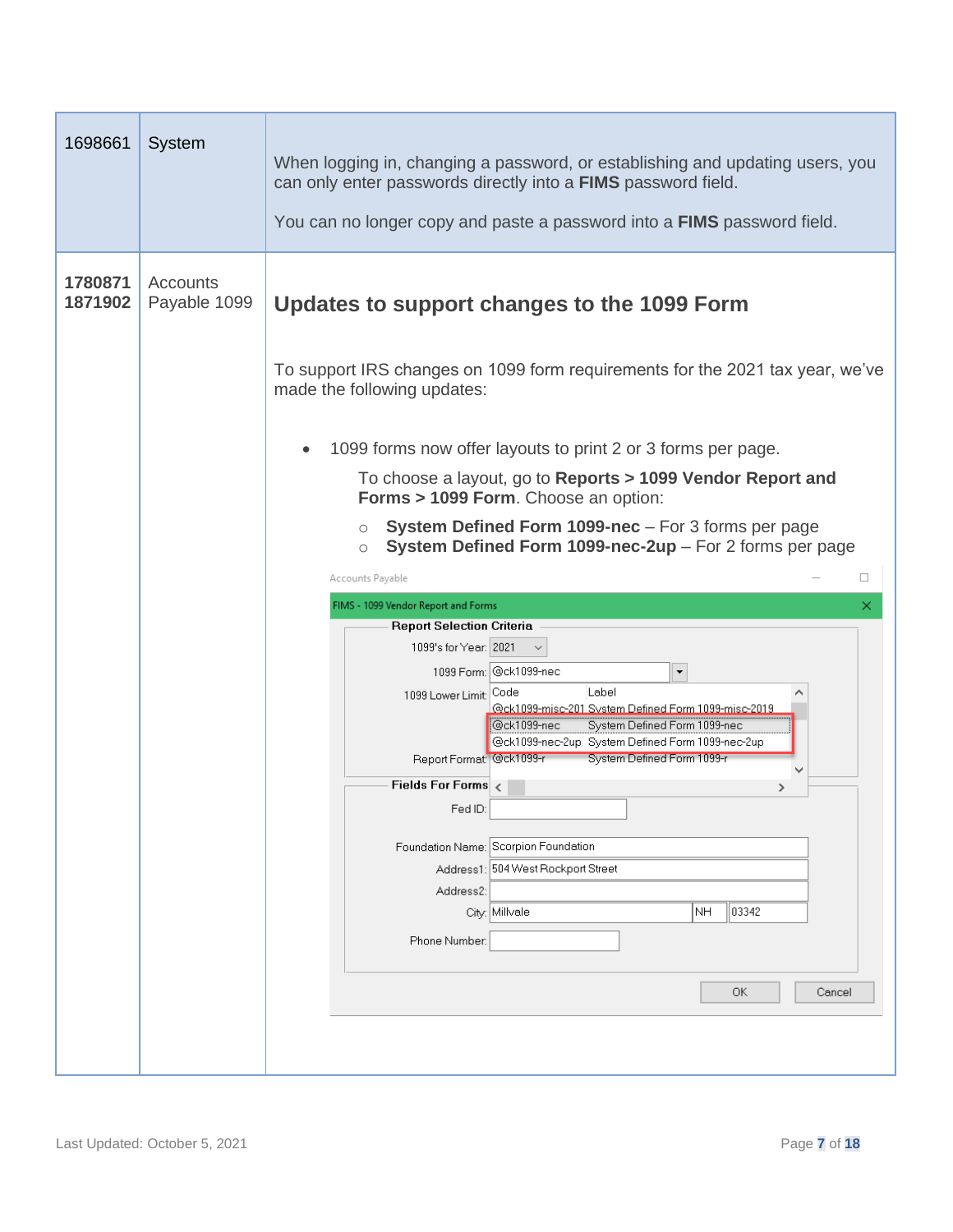| | | |
|---|---|---|
| 1698661 | System | When logging in, changing a password, or establishing and updating users, you can only enter passwords directly into a **FIMS** password field.<br><br>You can no longer copy and paste a password into a **FIMS** password field. |
| **1780871**<br>**1871902** | Accounts Payable 1099 | **Updates to support changes to the 1099 Form**<br><br>To support IRS changes on 1099 form requirements for the 2021 tax year, we've made the following updates:<br><br>• 1099 forms now offer layouts to print 2 or 3 forms per page.<br><br>To choose a layout, go to **Reports > 1099 Vendor Report and Forms > 1099 Form**. Choose an option:<br><br>○ **System Defined Form 1099-nec** – For 3 forms per page<br>○ **System Defined Form 1099-nec-2up** – For 2 forms per page |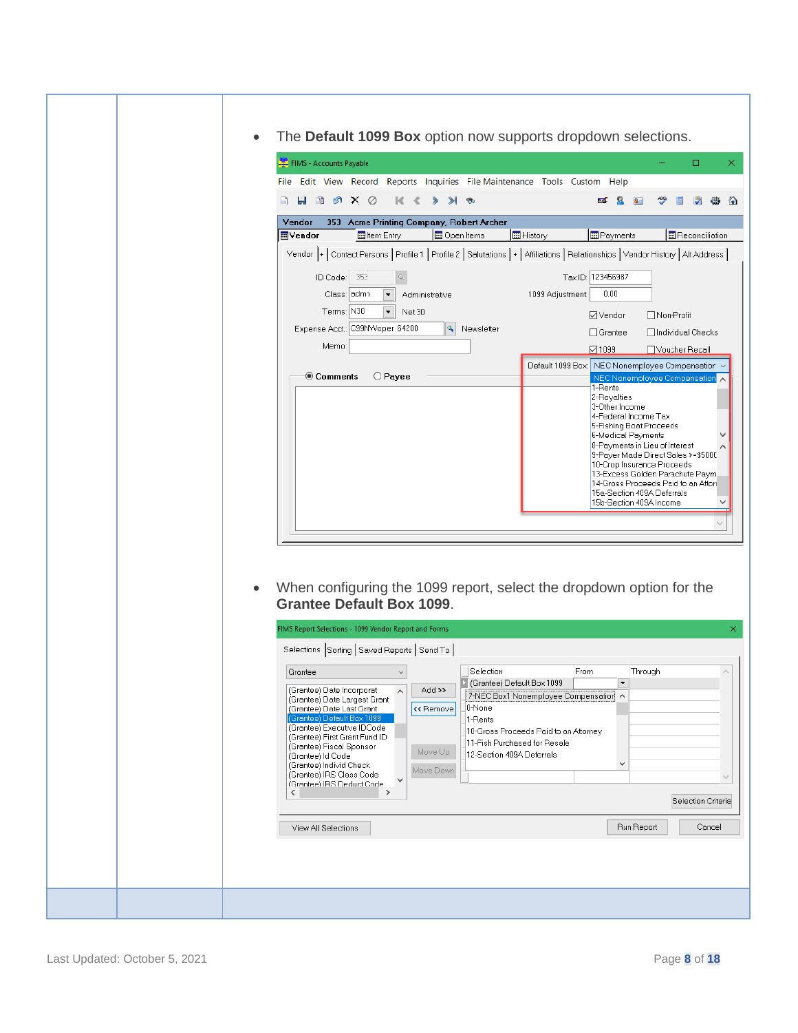- The **Default 1099 Box** option now supports dropdown selections.

- When configuring the 1099 report, select the dropdown option for the **Grantee Default Box 1099**.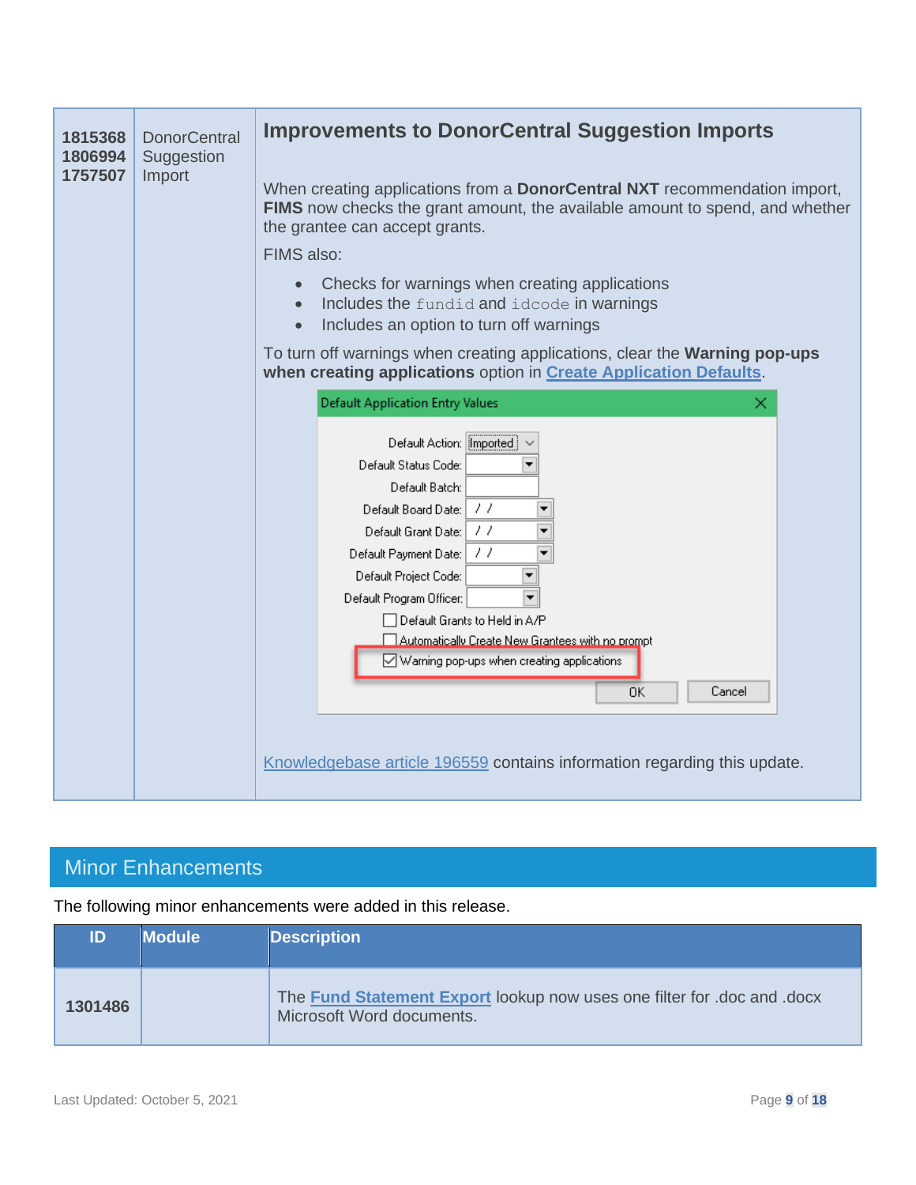| | | |
|---|---|---|
| 1815368<br>1806994<br>1757507 | DonorCentral Suggestion Import | **Improvements to DonorCentral Suggestion Imports**<br><br>When creating applications from a **DonorCentral NXT** recommendation import, **FIMS** now checks the grant amount, the available amount to spend, and whether the grantee can accept grants.<br><br>FIMS also:<br><br>• Checks for warnings when creating applications<br>• Includes the `fundid` and `idcode` in warnings<br>• Includes an option to turn off warnings<br><br>To turn off warnings when creating applications, clear the **Warning pop-ups when creating applications** option in **Create Application Defaults**.<br><br>Knowledgebase article 196559 contains information regarding this update. |

## Minor Enhancements

The following minor enhancements were added in this release.

| ID | Module | Description |
|---|---|---|
| 1301486 | | The **Fund Statement Export** lookup now uses one filter for .doc and .docx Microsoft Word documents. |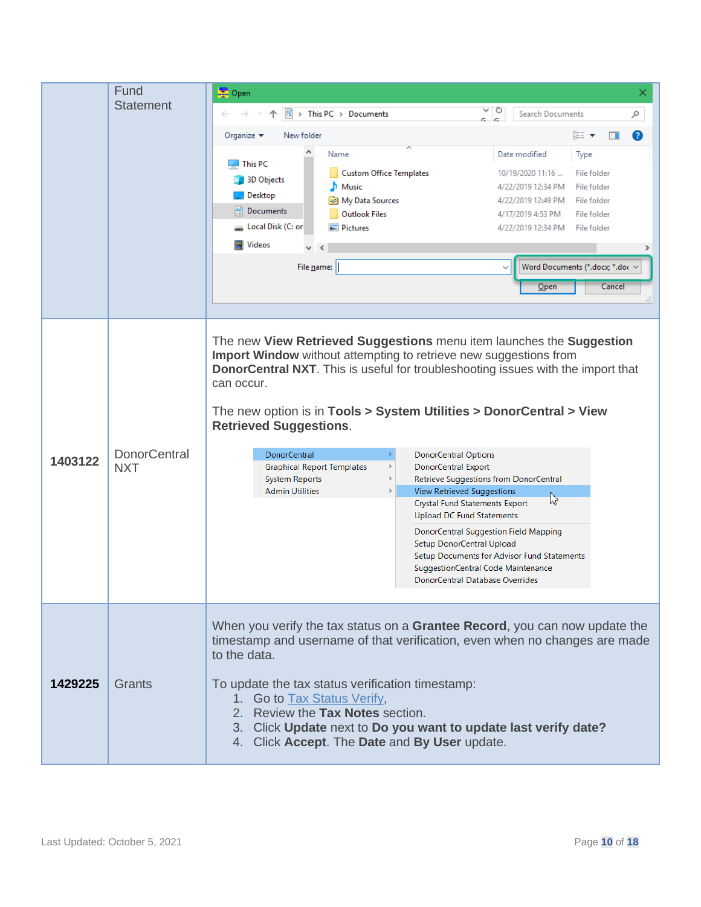| | | |
|---|---|---|
| | Fund Statement | |
| **1403122** | DonorCentral NXT | The new **View Retrieved Suggestions** menu item launches the **Suggestion Import Window** without attempting to retrieve new suggestions from **DonorCentral NXT**. This is useful for troubleshooting issues with the import that can occur.<br><br>The new option is in **Tools > System Utilities > DonorCentral > View Retrieved Suggestions**. |
| **1429225** | Grants | When you verify the tax status on a **Grantee Record**, you can now update the timestamp and username of that verification, even when no changes are made to the data.<br><br>To update the tax status verification timestamp:<br>1. Go to Tax Status Verify,<br>2. Review the **Tax Notes** section.<br>3. Click **Update** next to **Do you want to update last verify date?**<br>4. Click **Accept**. The **Date** and **By User** update. |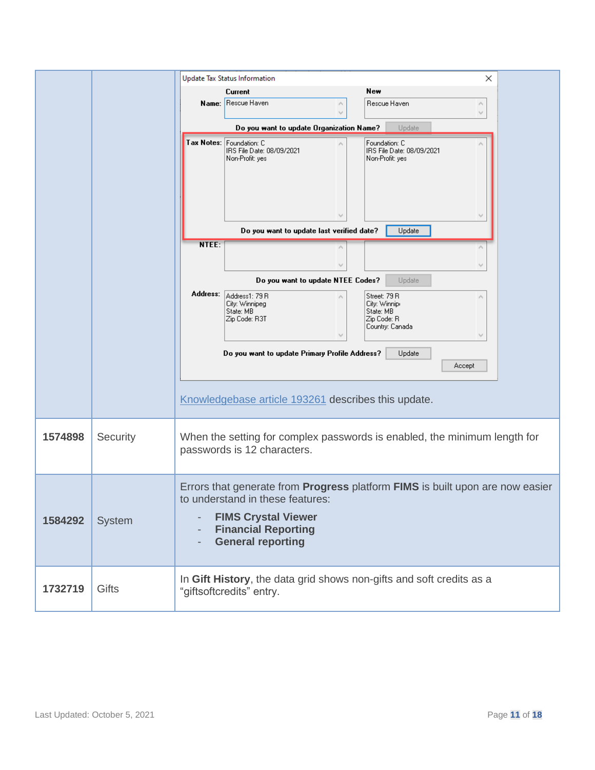| | | |
|---|---|---|
| | | Knowledgebase article 193261 describes this update. |
| **1574898** | Security | When the setting for complex passwords is enabled, the minimum length for passwords is 12 characters. |
| **1584292** | System | Errors that generate from **Progress** platform **FIMS** is built upon are now easier to understand in these features:<br>- **FIMS Crystal Viewer**<br>- **Financial Reporting**<br>- **General reporting** |
| **1732719** | Gifts | In **Gift History**, the data grid shows non-gifts and soft credits as a “giftsoftcredits” entry. |

Last Updated: October 5, 2021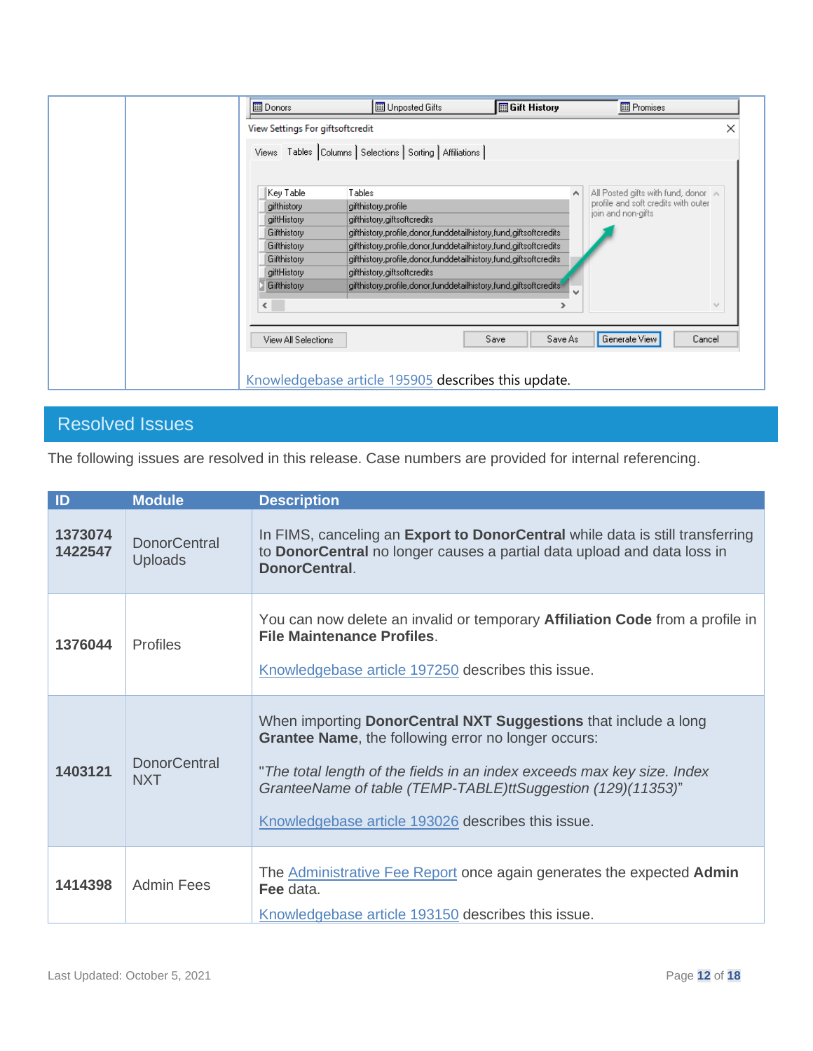| | | Knowledgebase article 195905 describes this update. |
|---|---|---|

## Resolved Issues

The following issues are resolved in this release. Case numbers are provided for internal referencing.

| ID | Module | Description |
|---|---|---|
| **1373074** **1422547** | DonorCentral Uploads | In FIMS, canceling an **Export to DonorCentral** while data is still transferring to **DonorCentral** no longer causes a partial data upload and data loss in **DonorCentral**. |
| **1376044** | Profiles | You can now delete an invalid or temporary **Affiliation Code** from a profile in **File Maintenance Profiles**.<br><br>Knowledgebase article 197250 describes this issue. |
| **1403121** | DonorCentral NXT | When importing **DonorCentral NXT Suggestions** that include a long **Grantee Name**, the following error no longer occurs:<br><br>"*The total length of the fields in an index exceeds max key size. Index GranteeName of table (TEMP-TABLE)ttSuggestion (129)(11353)*"<br><br>Knowledgebase article 193026 describes this issue. |
| **1414398** | Admin Fees | The Administrative Fee Report once again generates the expected **Admin Fee** data.<br><br>Knowledgebase article 193150 describes this issue. |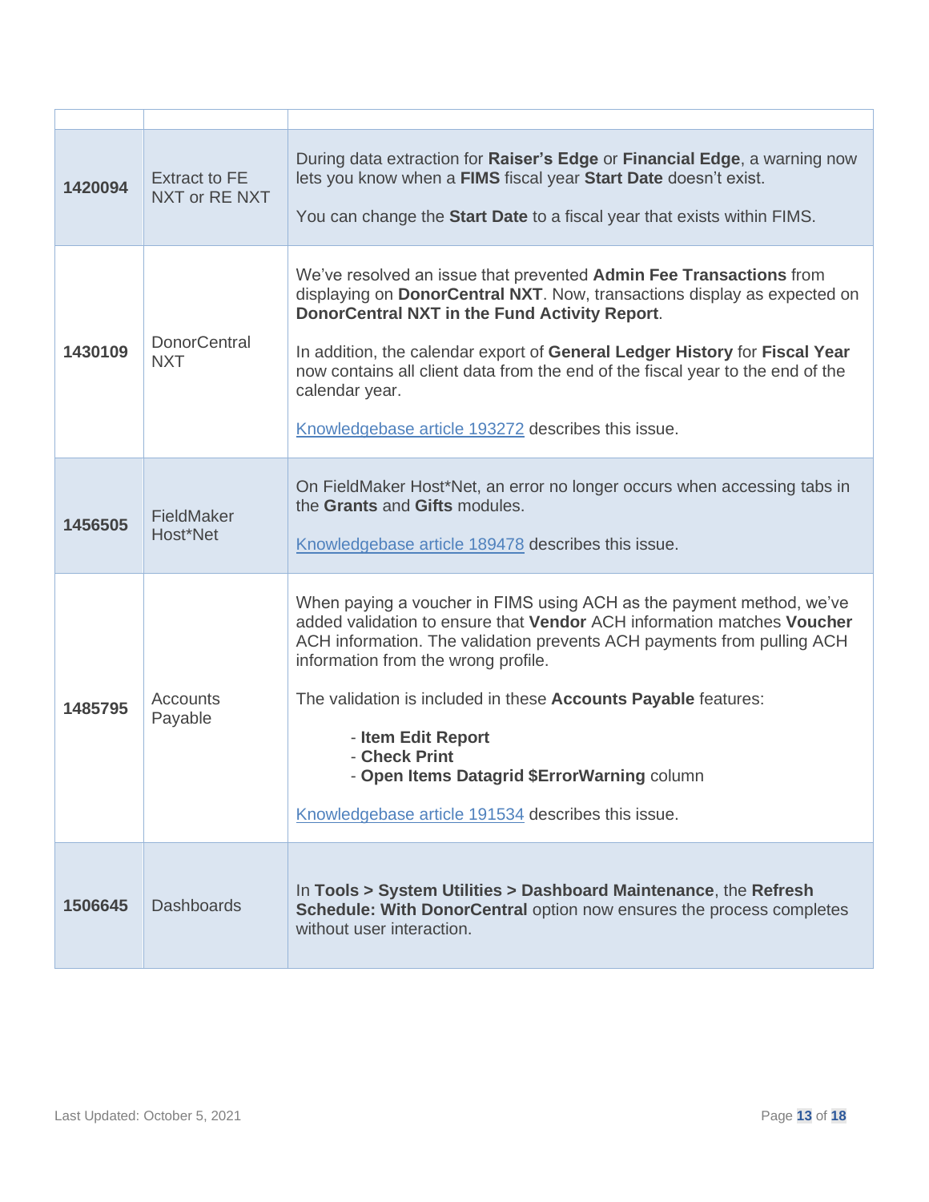| | | |
|---|---|---|
| **1420094** | Extract to FE NXT or RE NXT | During data extraction for **Raiser's Edge** or **Financial Edge**, a warning now lets you know when a **FIMS** fiscal year **Start Date** doesn't exist.<br><br>You can change the **Start Date** to a fiscal year that exists within FIMS. |
| **1430109** | DonorCentral NXT | We've resolved an issue that prevented **Admin Fee Transactions** from displaying on **DonorCentral NXT**. Now, transactions display as expected on **DonorCentral NXT in the Fund Activity Report**.<br><br>In addition, the calendar export of **General Ledger History** for **Fiscal Year** now contains all client data from the end of the fiscal year to the end of the calendar year.<br><br>Knowledgebase article 193272 describes this issue. |
| **1456505** | FieldMaker Host*Net | On FieldMaker Host*Net, an error no longer occurs when accessing tabs in the **Grants** and **Gifts** modules.<br><br>Knowledgebase article 189478 describes this issue. |
| **1485795** | Accounts Payable | When paying a voucher in FIMS using ACH as the payment method, we've added validation to ensure that **Vendor** ACH information matches **Voucher** ACH information. The validation prevents ACH payments from pulling ACH information from the wrong profile.<br><br>The validation is included in these **Accounts Payable** features:<br><br>- **Item Edit Report**<br>- **Check Print**<br>- **Open Items Datagrid $ErrorWarning** column<br><br>Knowledgebase article 191534 describes this issue. |
| **1506645** | Dashboards | In **Tools > System Utilities > Dashboard Maintenance**, the **Refresh Schedule: With DonorCentral** option now ensures the process completes without user interaction. |

Last Updated: October 5, 2021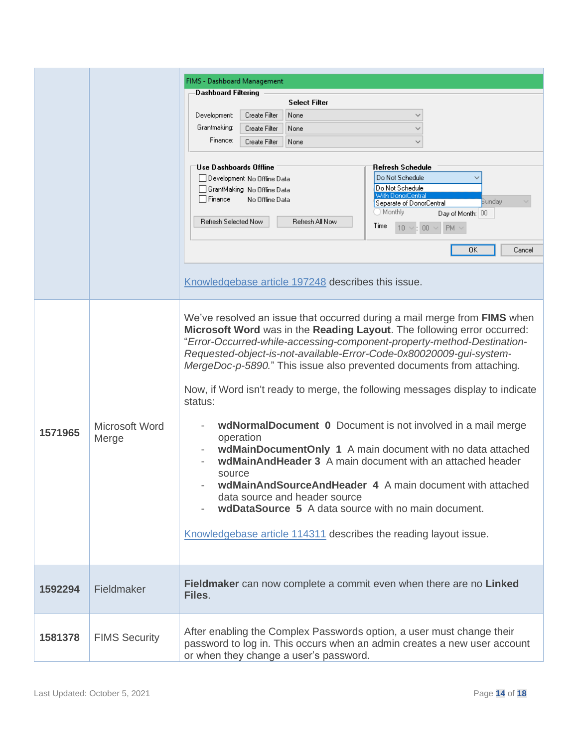| | | |
|---|---|---|
| | | FIMS - Dashboard Management<br>**Dashboard Filtering**<br>**Select Filter**<br>Development: Create Filter None<br>Grantmaking: Create Filter None<br>Finance: Create Filter None<br>**Use Dashboards Offline**<br>Development No Offline Data<br>GrantMaking No Offline Data<br>Finance No Offline Data<br>Refresh Selected Now / Refresh All Now<br>**Refresh Schedule**<br>Do Not Schedule<br>Do Not Schedule<br>With DonorCentral<br>Separate of DonorCentral<br>Sunday<br>Monthly Day of Month: 00<br>Time 10 : 00 PM<br>OK Cancel<br><br>Knowledgebase article 197248 describes this issue. |
| **1571965** | Microsoft Word Merge | We've resolved an issue that occurred during a mail merge from **FIMS** when **Microsoft Word** was in the **Reading Layout**. The following error occurred: "*Error-Occurred-while-accessing-component-property-method-Destination-Requested-object-is-not-available-Error-Code-0x80020009-gui-system-MergeDoc-p-5890.*" This issue also prevented documents from attaching.<br><br>Now, if Word isn't ready to merge, the following messages display to indicate status:<br><br>- **wdNormalDocument 0** Document is not involved in a mail merge operation<br>- **wdMainDocumentOnly 1** A main document with no data attached<br>- **wdMainAndHeader 3** A main document with an attached header source<br>- **wdMainAndSourceAndHeader 4** A main document with attached data source and header source<br>- **wdDataSource 5** A data source with no main document.<br><br>Knowledgebase article 114311 describes the reading layout issue. |
| **1592294** | Fieldmaker | **Fieldmaker** can now complete a commit even when there are no **Linked Files**. |
| **1581378** | FIMS Security | After enabling the Complex Passwords option, a user must change their password to log in. This occurs when an admin creates a new user account or when they change a user's password. |

Last Updated: October 5, 2021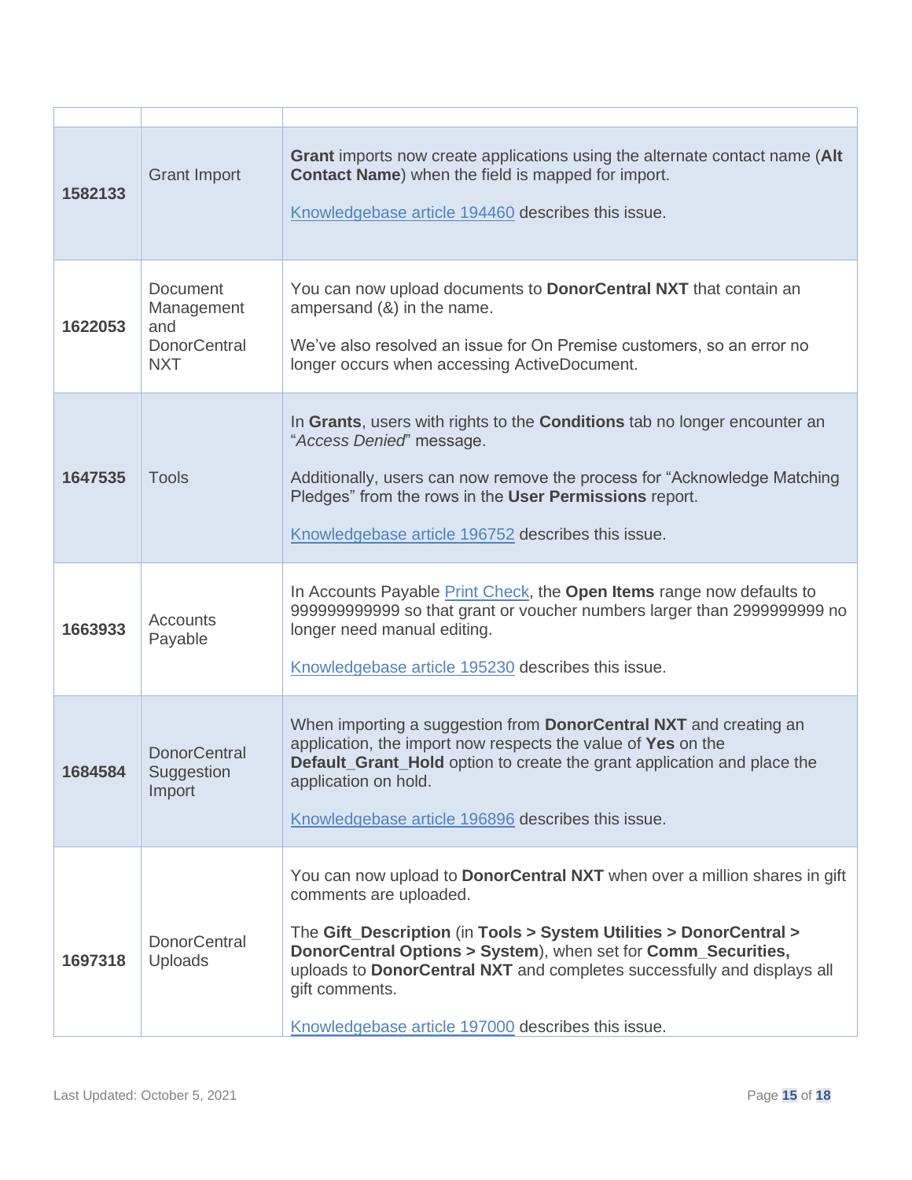| | | |
|---|---|---|
| **1582133** | Grant Import | **Grant** imports now create applications using the alternate contact name (**Alt Contact Name**) when the field is mapped for import.<br><br>Knowledgebase article 194460 describes this issue. |
| **1622053** | Document Management and DonorCentral NXT | You can now upload documents to **DonorCentral NXT** that contain an ampersand (&) in the name.<br><br>We've also resolved an issue for On Premise customers, so an error no longer occurs when accessing ActiveDocument. |
| **1647535** | Tools | In **Grants**, users with rights to the **Conditions** tab no longer encounter an "*Access Denied*" message.<br><br>Additionally, users can now remove the process for "Acknowledge Matching Pledges" from the rows in the **User Permissions** report.<br><br>Knowledgebase article 196752 describes this issue. |
| **1663933** | Accounts Payable | In Accounts Payable Print Check, the **Open Items** range now defaults to 999999999999 so that grant or voucher numbers larger than 2999999999 no longer need manual editing.<br><br>Knowledgebase article 195230 describes this issue. |
| **1684584** | DonorCentral Suggestion Import | When importing a suggestion from **DonorCentral NXT** and creating an application, the import now respects the value of **Yes** on the **Default_Grant_Hold** option to create the grant application and place the application on hold.<br><br>Knowledgebase article 196896 describes this issue. |
| **1697318** | DonorCentral Uploads | You can now upload to **DonorCentral NXT** when over a million shares in gift comments are uploaded.<br><br>The **Gift_Description** (in **Tools > System Utilities > DonorCentral > DonorCentral Options > System**), when set for **Comm_Securities,** uploads to **DonorCentral NXT** and completes successfully and displays all gift comments.<br><br>Knowledgebase article 197000 describes this issue. |

Last Updated: October 5, 2021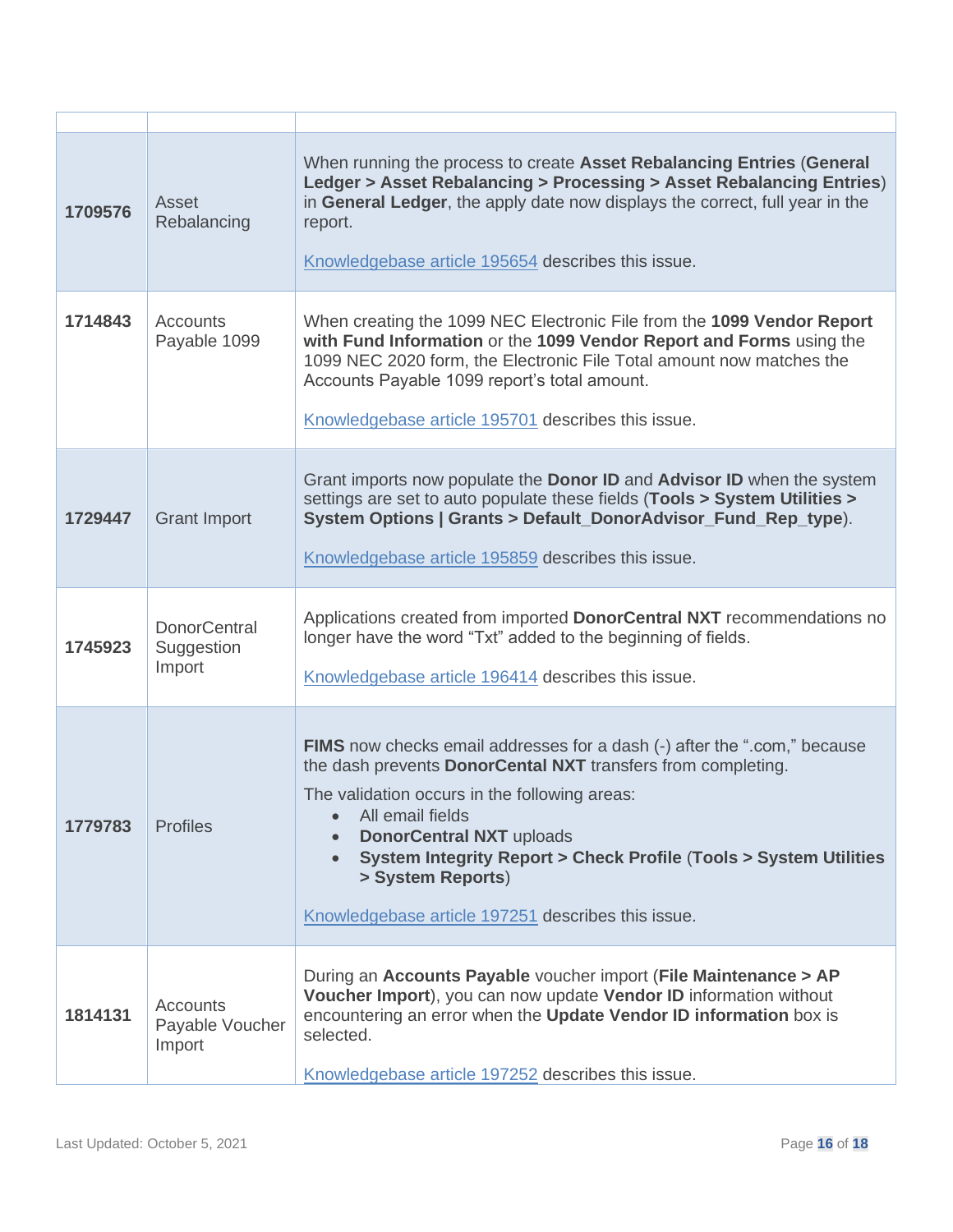| | | |
|---|---|---|
| **1709576** | Asset Rebalancing | When running the process to create **Asset Rebalancing Entries** (**General Ledger > Asset Rebalancing > Processing > Asset Rebalancing Entries**) in **General Ledger**, the apply date now displays the correct, full year in the report.<br><br>Knowledgebase article 195654 describes this issue. |
| **1714843** | Accounts Payable 1099 | When creating the 1099 NEC Electronic File from the **1099 Vendor Report with Fund Information** or the **1099 Vendor Report and Forms** using the 1099 NEC 2020 form, the Electronic File Total amount now matches the Accounts Payable 1099 report's total amount.<br><br>Knowledgebase article 195701 describes this issue. |
| **1729447** | Grant Import | Grant imports now populate the **Donor ID** and **Advisor ID** when the system settings are set to auto populate these fields (**Tools > System Utilities > System Options \| Grants > Default_DonorAdvisor_Fund_Rep_type**).<br><br>Knowledgebase article 195859 describes this issue. |
| **1745923** | DonorCentral Suggestion Import | Applications created from imported **DonorCentral NXT** recommendations no longer have the word "Txt" added to the beginning of fields.<br><br>Knowledgebase article 196414 describes this issue. |
| **1779783** | Profiles | **FIMS** now checks email addresses for a dash (-) after the ".com," because the dash prevents **DonorCental NXT** transfers from completing.<br><br>The validation occurs in the following areas:<br>• All email fields<br>• **DonorCentral NXT** uploads<br>• **System Integrity Report > Check Profile** (**Tools > System Utilities > System Reports**)<br><br>Knowledgebase article 197251 describes this issue. |
| **1814131** | Accounts Payable Voucher Import | During an **Accounts Payable** voucher import (**File Maintenance > AP Voucher Import**), you can now update **Vendor ID** information without encountering an error when the **Update Vendor ID information** box is selected.<br><br>Knowledgebase article 197252 describes this issue. |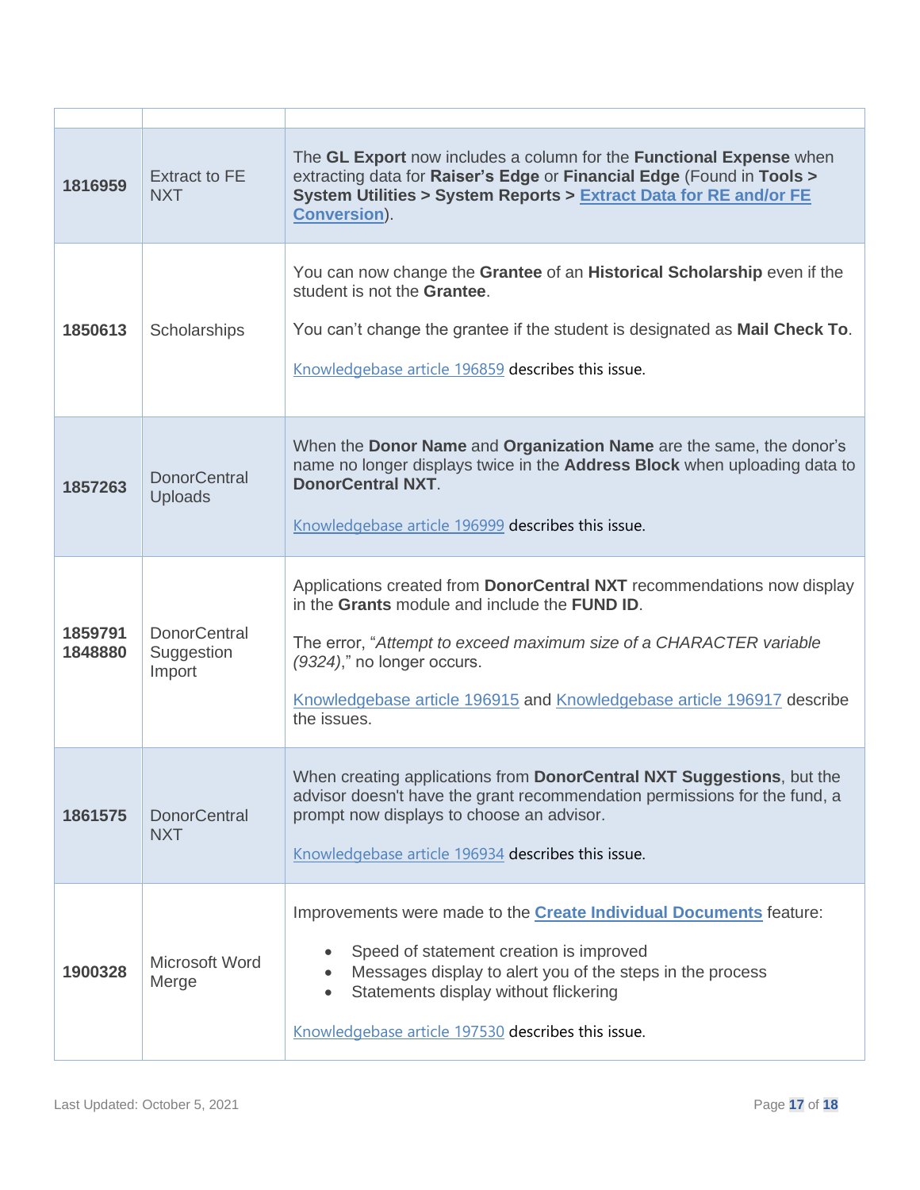| | | |
|---|---|---|
| **1816959** | Extract to FE NXT | The **GL Export** now includes a column for the **Functional Expense** when extracting data for **Raiser's Edge** or **Financial Edge** (Found in **Tools > System Utilities > System Reports > Extract Data for RE and/or FE Conversion**). |
| **1850613** | Scholarships | You can now change the **Grantee** of an **Historical Scholarship** even if the student is not the **Grantee**.<br><br>You can't change the grantee if the student is designated as **Mail Check To**.<br><br>Knowledgebase article 196859 describes this issue. |
| **1857263** | DonorCentral Uploads | When the **Donor Name** and **Organization Name** are the same, the donor's name no longer displays twice in the **Address Block** when uploading data to **DonorCentral NXT**.<br><br>Knowledgebase article 196999 describes this issue. |
| **1859791**<br>**1848880** | DonorCentral Suggestion Import | Applications created from **DonorCentral NXT** recommendations now display in the **Grants** module and include the **FUND ID**.<br><br>The error, "*Attempt to exceed maximum size of a CHARACTER variable (9324)*," no longer occurs.<br><br>Knowledgebase article 196915 and Knowledgebase article 196917 describe the issues. |
| **1861575** | DonorCentral NXT | When creating applications from **DonorCentral NXT Suggestions**, but the advisor doesn't have the grant recommendation permissions for the fund, a prompt now displays to choose an advisor.<br><br>Knowledgebase article 196934 describes this issue. |
| **1900328** | Microsoft Word Merge | Improvements were made to the **Create Individual Documents** feature:<br><br>• Speed of statement creation is improved<br>• Messages display to alert you of the steps in the process<br>• Statements display without flickering<br><br>Knowledgebase article 197530 describes this issue. |

Last Updated: October 5, 2021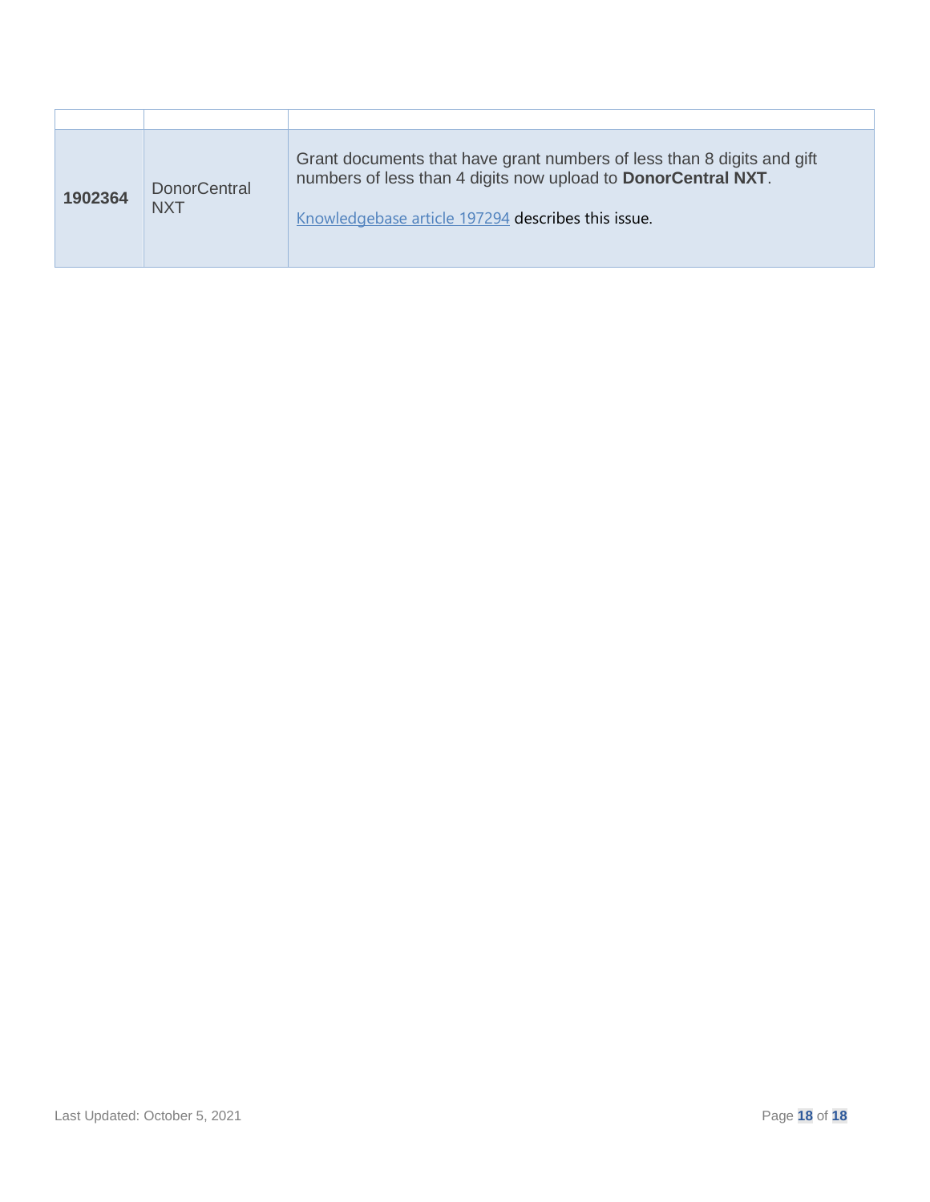| | | |
|---|---|---|
| **1902364** | DonorCentral NXT | Grant documents that have grant numbers of less than 8 digits and gift numbers of less than 4 digits now upload to **DonorCentral NXT**.<br><br>Knowledgebase article 197294 describes this issue. |

Last Updated: October 5, 2021